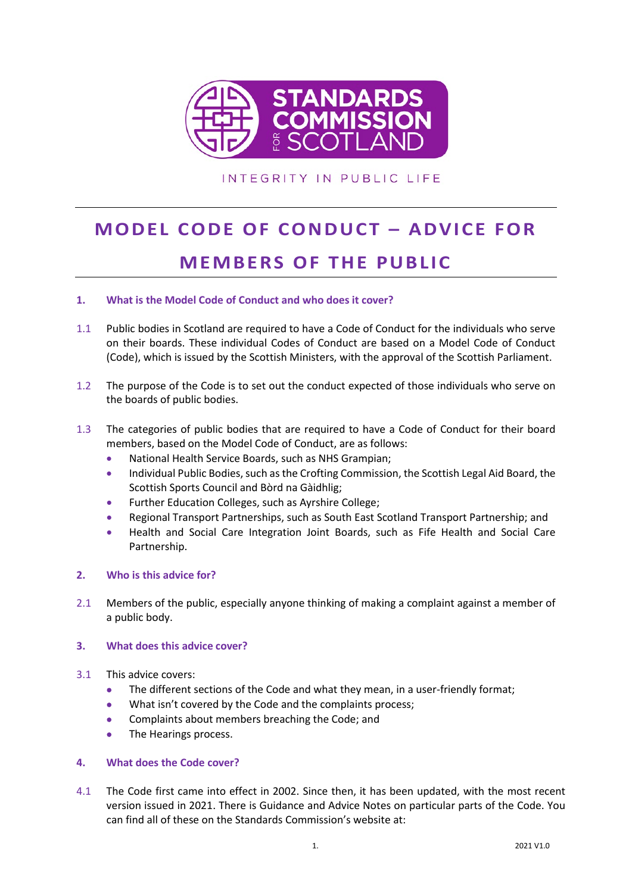STANDARDS COMMISSION FOR SCOTLAND

INTEGRITY IN PUBLIC LIFE

# MODEL CODE OF CONDUCT – ADVICE FOR MEMBERS OF THE PUBLIC

## 1. What is the Model Code of Conduct and who does it cover?

1.1 Public bodies in Scotland are required to have a Code of Conduct for the individuals who serve on their boards. These individual Codes of Conduct are based on a Model Code of Conduct (Code), which is issued by the Scottish Ministers, with the approval of the Scottish Parliament.

1.2 The purpose of the Code is to set out the conduct expected of those individuals who serve on the boards of public bodies.

1.3 The categories of public bodies that are required to have a Code of Conduct for their board members, based on the Model Code of Conduct, are as follows:

- National Health Service Boards, such as NHS Grampian;
- Individual Public Bodies, such as the Crofting Commission, the Scottish Legal Aid Board, the Scottish Sports Council and Bòrd na Gàidhlig;
- Further Education Colleges, such as Ayrshire College;
- Regional Transport Partnerships, such as South East Scotland Transport Partnership; and
- Health and Social Care Integration Joint Boards, such as Fife Health and Social Care Partnership.

## 2. Who is this advice for?

2.1 Members of the public, especially anyone thinking of making a complaint against a member of a public body.

## 3. What does this advice cover?

3.1 This advice covers:

- The different sections of the Code and what they mean, in a user-friendly format;
- What isn't covered by the Code and the complaints process;
- Complaints about members breaching the Code; and
- The Hearings process.

## 4. What does the Code cover?

4.1 The Code first came into effect in 2002. Since then, it has been updated, with the most recent version issued in 2021. There is Guidance and Advice Notes on particular parts of the Code. You can find all of these on the Standards Commission's website at: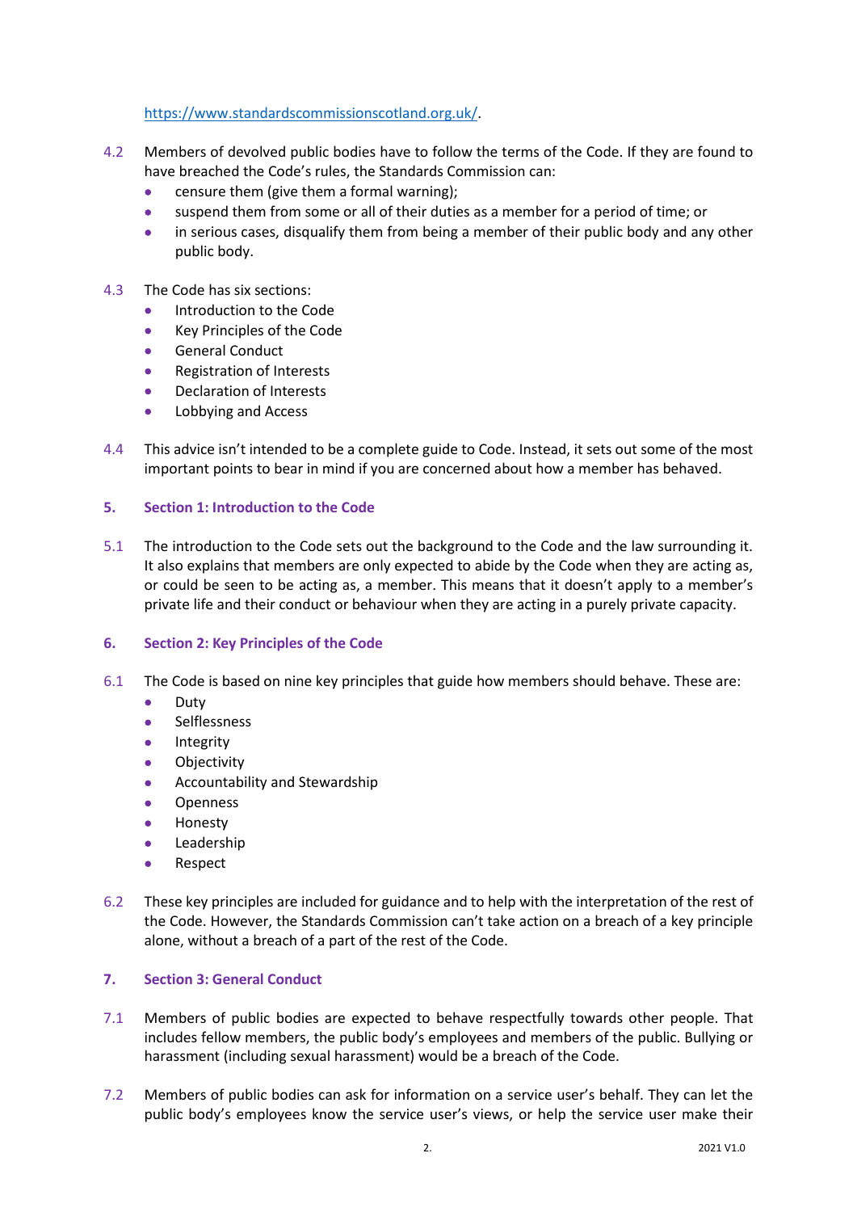https://www.standardscommissionscotland.org.uk/.

4.2 Members of devolved public bodies have to follow the terms of the Code. If they are found to have breached the Code's rules, the Standards Commission can:

- censure them (give them a formal warning);
- suspend them from some or all of their duties as a member for a period of time; or
- in serious cases, disqualify them from being a member of their public body and any other public body.

4.3 The Code has six sections:

- Introduction to the Code
- Key Principles of the Code
- General Conduct
- Registration of Interests
- Declaration of Interests
- Lobbying and Access

4.4 This advice isn't intended to be a complete guide to Code. Instead, it sets out some of the most important points to bear in mind if you are concerned about how a member has behaved.

## 5. Section 1: Introduction to the Code

5.1 The introduction to the Code sets out the background to the Code and the law surrounding it. It also explains that members are only expected to abide by the Code when they are acting as, or could be seen to be acting as, a member. This means that it doesn't apply to a member's private life and their conduct or behaviour when they are acting in a purely private capacity.

## 6. Section 2: Key Principles of the Code

6.1 The Code is based on nine key principles that guide how members should behave. These are:

- Duty
- Selflessness
- Integrity
- Objectivity
- Accountability and Stewardship
- Openness
- Honesty
- Leadership
- Respect

6.2 These key principles are included for guidance and to help with the interpretation of the rest of the Code. However, the Standards Commission can't take action on a breach of a key principle alone, without a breach of a part of the rest of the Code.

## 7. Section 3: General Conduct

7.1 Members of public bodies are expected to behave respectfully towards other people. That includes fellow members, the public body's employees and members of the public. Bullying or harassment (including sexual harassment) would be a breach of the Code.

7.2 Members of public bodies can ask for information on a service user's behalf. They can let the public body's employees know the service user's views, or help the service user make their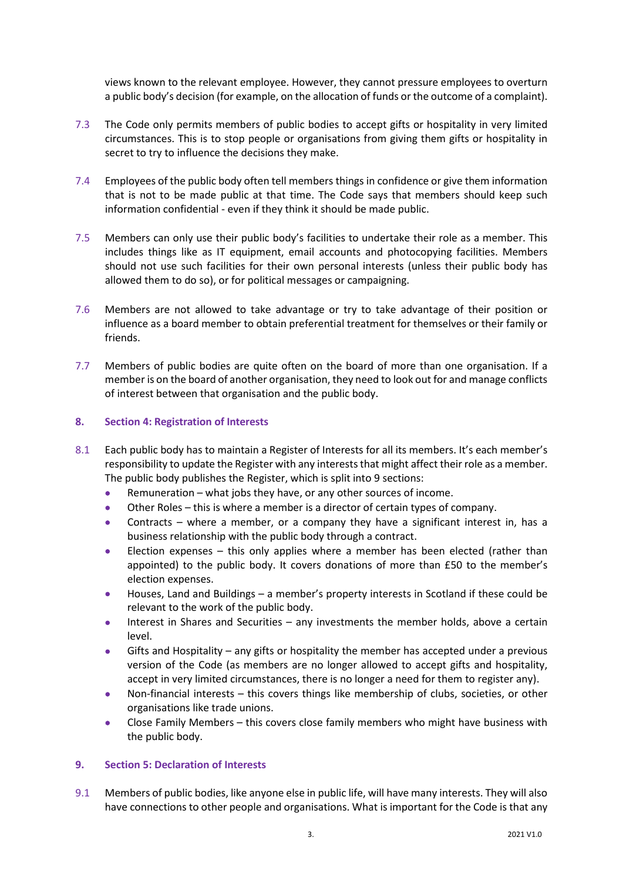views known to the relevant employee. However, they cannot pressure employees to overturn a public body's decision (for example, on the allocation of funds or the outcome of a complaint).

7.3 The Code only permits members of public bodies to accept gifts or hospitality in very limited circumstances. This is to stop people or organisations from giving them gifts or hospitality in secret to try to influence the decisions they make.

7.4 Employees of the public body often tell members things in confidence or give them information that is not to be made public at that time. The Code says that members should keep such information confidential - even if they think it should be made public.

7.5 Members can only use their public body's facilities to undertake their role as a member. This includes things like as IT equipment, email accounts and photocopying facilities. Members should not use such facilities for their own personal interests (unless their public body has allowed them to do so), or for political messages or campaigning.

7.6 Members are not allowed to take advantage or try to take advantage of their position or influence as a board member to obtain preferential treatment for themselves or their family or friends.

7.7 Members of public bodies are quite often on the board of more than one organisation. If a member is on the board of another organisation, they need to look out for and manage conflicts of interest between that organisation and the public body.

## 8. Section 4: Registration of Interests

8.1 Each public body has to maintain a Register of Interests for all its members. It's each member's responsibility to update the Register with any interests that might affect their role as a member. The public body publishes the Register, which is split into 9 sections:

- Remuneration – what jobs they have, or any other sources of income.
- Other Roles – this is where a member is a director of certain types of company.
- Contracts – where a member, or a company they have a significant interest in, has a business relationship with the public body through a contract.
- Election expenses – this only applies where a member has been elected (rather than appointed) to the public body. It covers donations of more than £50 to the member's election expenses.
- Houses, Land and Buildings – a member's property interests in Scotland if these could be relevant to the work of the public body.
- Interest in Shares and Securities – any investments the member holds, above a certain level.
- Gifts and Hospitality – any gifts or hospitality the member has accepted under a previous version of the Code (as members are no longer allowed to accept gifts and hospitality, accept in very limited circumstances, there is no longer a need for them to register any).
- Non-financial interests – this covers things like membership of clubs, societies, or other organisations like trade unions.
- Close Family Members – this covers close family members who might have business with the public body.

## 9. Section 5: Declaration of Interests

9.1 Members of public bodies, like anyone else in public life, will have many interests. They will also have connections to other people and organisations. What is important for the Code is that any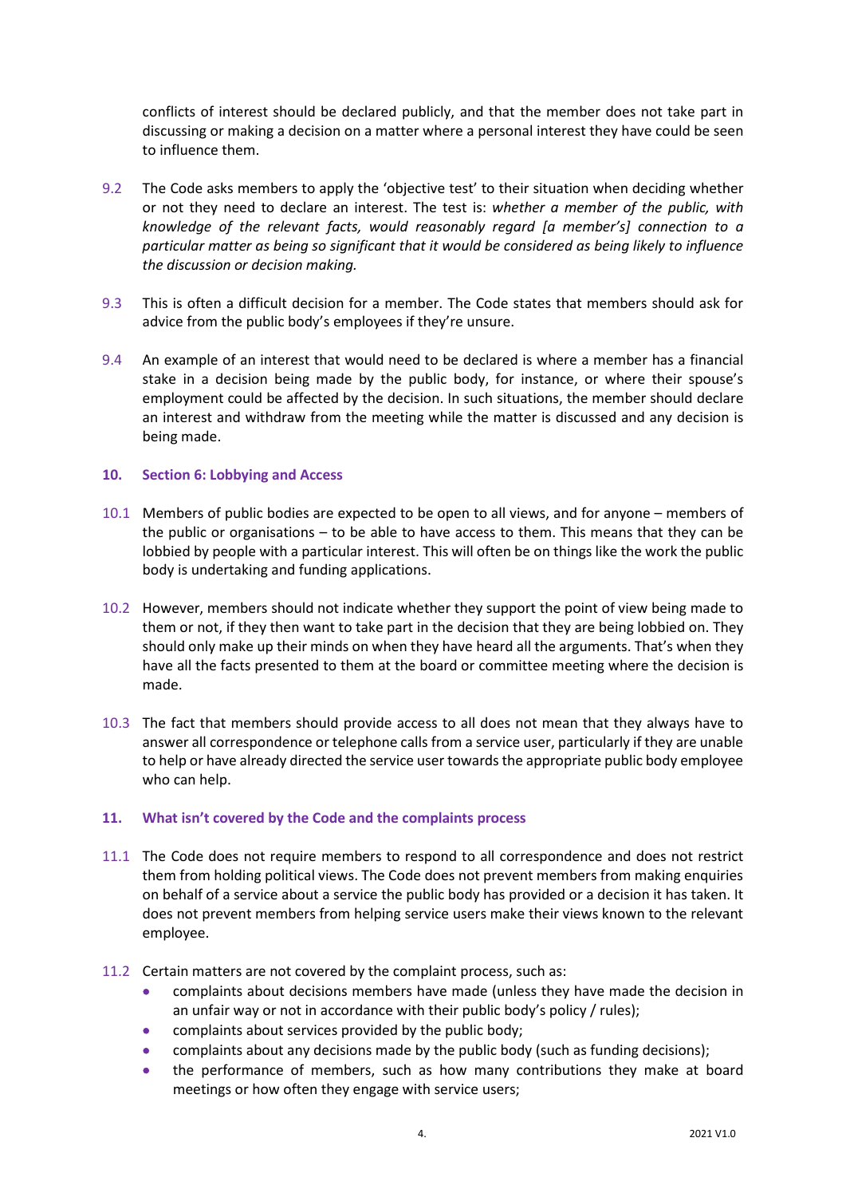conflicts of interest should be declared publicly, and that the member does not take part in discussing or making a decision on a matter where a personal interest they have could be seen to influence them.

9.2 The Code asks members to apply the 'objective test' to their situation when deciding whether or not they need to declare an interest. The test is: *whether a member of the public, with knowledge of the relevant facts, would reasonably regard [a member's] connection to a particular matter as being so significant that it would be considered as being likely to influence the discussion or decision making.*

9.3 This is often a difficult decision for a member. The Code states that members should ask for advice from the public body's employees if they're unsure.

9.4 An example of an interest that would need to be declared is where a member has a financial stake in a decision being made by the public body, for instance, or where their spouse's employment could be affected by the decision. In such situations, the member should declare an interest and withdraw from the meeting while the matter is discussed and any decision is being made.

## 10. Section 6: Lobbying and Access

10.1 Members of public bodies are expected to be open to all views, and for anyone – members of the public or organisations – to be able to have access to them. This means that they can be lobbied by people with a particular interest. This will often be on things like the work the public body is undertaking and funding applications.

10.2 However, members should not indicate whether they support the point of view being made to them or not, if they then want to take part in the decision that they are being lobbied on. They should only make up their minds on when they have heard all the arguments. That's when they have all the facts presented to them at the board or committee meeting where the decision is made.

10.3 The fact that members should provide access to all does not mean that they always have to answer all correspondence or telephone calls from a service user, particularly if they are unable to help or have already directed the service user towards the appropriate public body employee who can help.

## 11. What isn't covered by the Code and the complaints process

11.1 The Code does not require members to respond to all correspondence and does not restrict them from holding political views. The Code does not prevent members from making enquiries on behalf of a service about a service the public body has provided or a decision it has taken. It does not prevent members from helping service users make their views known to the relevant employee.

11.2 Certain matters are not covered by the complaint process, such as:

- complaints about decisions members have made (unless they have made the decision in an unfair way or not in accordance with their public body's policy / rules);
- complaints about services provided by the public body;
- complaints about any decisions made by the public body (such as funding decisions);
- the performance of members, such as how many contributions they make at board meetings or how often they engage with service users;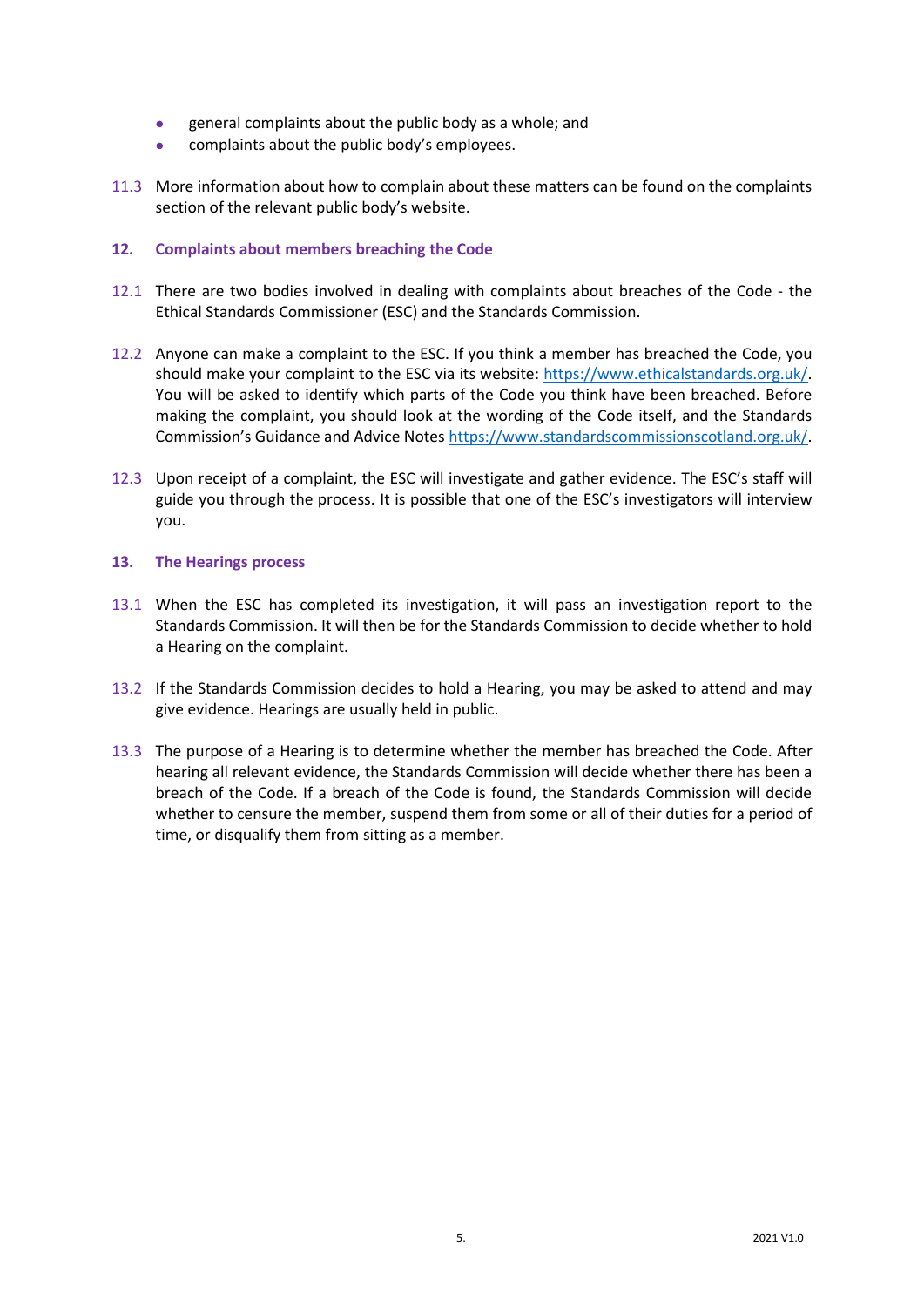- general complaints about the public body as a whole; and
- complaints about the public body's employees.

11.3 More information about how to complain about these matters can be found on the complaints section of the relevant public body's website.

## 12. Complaints about members breaching the Code

12.1 There are two bodies involved in dealing with complaints about breaches of the Code - the Ethical Standards Commissioner (ESC) and the Standards Commission.

12.2 Anyone can make a complaint to the ESC. If you think a member has breached the Code, you should make your complaint to the ESC via its website: https://www.ethicalstandards.org.uk/. You will be asked to identify which parts of the Code you think have been breached. Before making the complaint, you should look at the wording of the Code itself, and the Standards Commission's Guidance and Advice Notes https://www.standardscommissionscotland.org.uk/.

12.3 Upon receipt of a complaint, the ESC will investigate and gather evidence. The ESC's staff will guide you through the process. It is possible that one of the ESC's investigators will interview you.

## 13. The Hearings process

13.1 When the ESC has completed its investigation, it will pass an investigation report to the Standards Commission. It will then be for the Standards Commission to decide whether to hold a Hearing on the complaint.

13.2 If the Standards Commission decides to hold a Hearing, you may be asked to attend and may give evidence. Hearings are usually held in public.

13.3 The purpose of a Hearing is to determine whether the member has breached the Code. After hearing all relevant evidence, the Standards Commission will decide whether there has been a breach of the Code. If a breach of the Code is found, the Standards Commission will decide whether to censure the member, suspend them from some or all of their duties for a period of time, or disqualify them from sitting as a member.